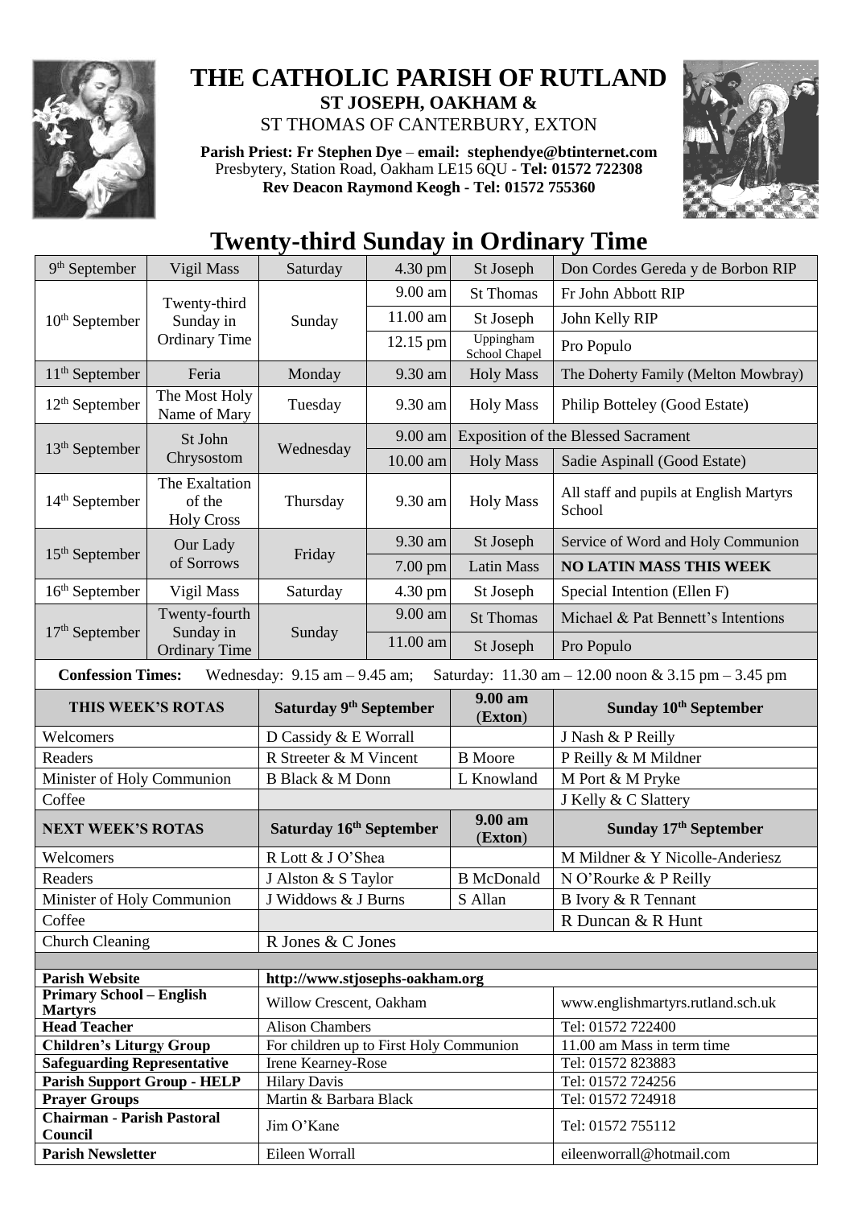# THE CATHOLIC PARISH OF RUTLAND

**ST JOSEPH, OAKHAM &**

ST THOMAS OF CANTERBURY, EXTON

**Parish Priest: Fr Stephen Dye** – **email: stephendye@btinternet.com**
Presbytery, Station Road, Oakham LE15 6QU - **Tel: 01572 722308**
**Rev Deacon Raymond Keogh - Tel: 01572 755360**

## Twenty-third Sunday in Ordinary Time

| Date | Day | | Time | Location | Intention |
|---|---|---|---|---|---|
| 9th September | Vigil Mass | Saturday | 4.30 pm | St Joseph | Don Cordes Gereda y de Borbon RIP |
| 10th September | Twenty-third Sunday in Ordinary Time | Sunday | 9.00 am | St Thomas | Fr John Abbott RIP |
| | | | 11.00 am | St Joseph | John Kelly RIP |
| | | | 12.15 pm | Uppingham School Chapel | Pro Populo |
| 11th September | Feria | Monday | 9.30 am | Holy Mass | The Doherty Family (Melton Mowbray) |
| 12th September | The Most Holy Name of Mary | Tuesday | 9.30 am | Holy Mass | Philip Botteley (Good Estate) |
| 13th September | St John Chrysostom | Wednesday | 9.00 am | Exposition of the Blessed Sacrament | |
| | | | 10.00 am | Holy Mass | Sadie Aspinall (Good Estate) |
| 14th September | The Exaltation of the Holy Cross | Thursday | 9.30 am | Holy Mass | All staff and pupils at English Martyrs School |
| 15th September | Our Lady of Sorrows | Friday | 9.30 am | St Joseph | Service of Word and Holy Communion |
| | | | 7.00 pm | Latin Mass | **NO LATIN MASS THIS WEEK** |
| 16th September | Vigil Mass | Saturday | 4.30 pm | St Joseph | Special Intention (Ellen F) |
| 17th September | Twenty-fourth Sunday in Ordinary Time | Sunday | 9.00 am | St Thomas | Michael & Pat Bennett's Intentions |
| | | | 11.00 am | St Joseph | Pro Populo |

**Confession Times:** Wednesday: 9.15 am – 9.45 am; Saturday: 11.30 am – 12.00 noon & 3.15 pm – 3.45 pm

| **THIS WEEK'S ROTAS** | **Saturday 9th September** | **9.00 am (Exton)** | **Sunday 10th September** |
|---|---|---|---|
| Welcomers | D Cassidy & E Worrall | | J Nash & P Reilly |
| Readers | R Streeter & M Vincent | B Moore | P Reilly & M Mildner |
| Minister of Holy Communion | B Black & M Donn | L Knowland | M Port & M Pryke |
| Coffee | | | J Kelly & C Slattery |
| **NEXT WEEK'S ROTAS** | **Saturday 16th September** | **9.00 am (Exton)** | **Sunday 17th September** |
| Welcomers | R Lott & J O'Shea | | M Mildner & Y Nicolle-Anderiesz |
| Readers | J Alston & S Taylor | B McDonald | N O'Rourke & P Reilly |
| Minister of Holy Communion | J Widdows & J Burns | S Allan | B Ivory & R Tennant |
| Coffee | | | R Duncan & R Hunt |
| Church Cleaning | R Jones & C Jones | | |

| | | |
|---|---|---|
| **Parish Website** | http://www.stjosephs-oakham.org | |
| **Primary School – English Martyrs** | Willow Crescent, Oakham | www.englishmartyrs.rutland.sch.uk |
| **Head Teacher** | Alison Chambers | Tel: 01572 722400 |
| **Children's Liturgy Group** | For children up to First Holy Communion | 11.00 am Mass in term time |
| **Safeguarding Representative** | Irene Kearney-Rose | Tel: 01572 823883 |
| **Parish Support Group - HELP** | Hilary Davis | Tel: 01572 724256 |
| **Prayer Groups** | Martin & Barbara Black | Tel: 01572 724918 |
| **Chairman - Parish Pastoral Council** | Jim O'Kane | Tel: 01572 755112 |
| **Parish Newsletter** | Eileen Worrall | eileenworrall@hotmail.com |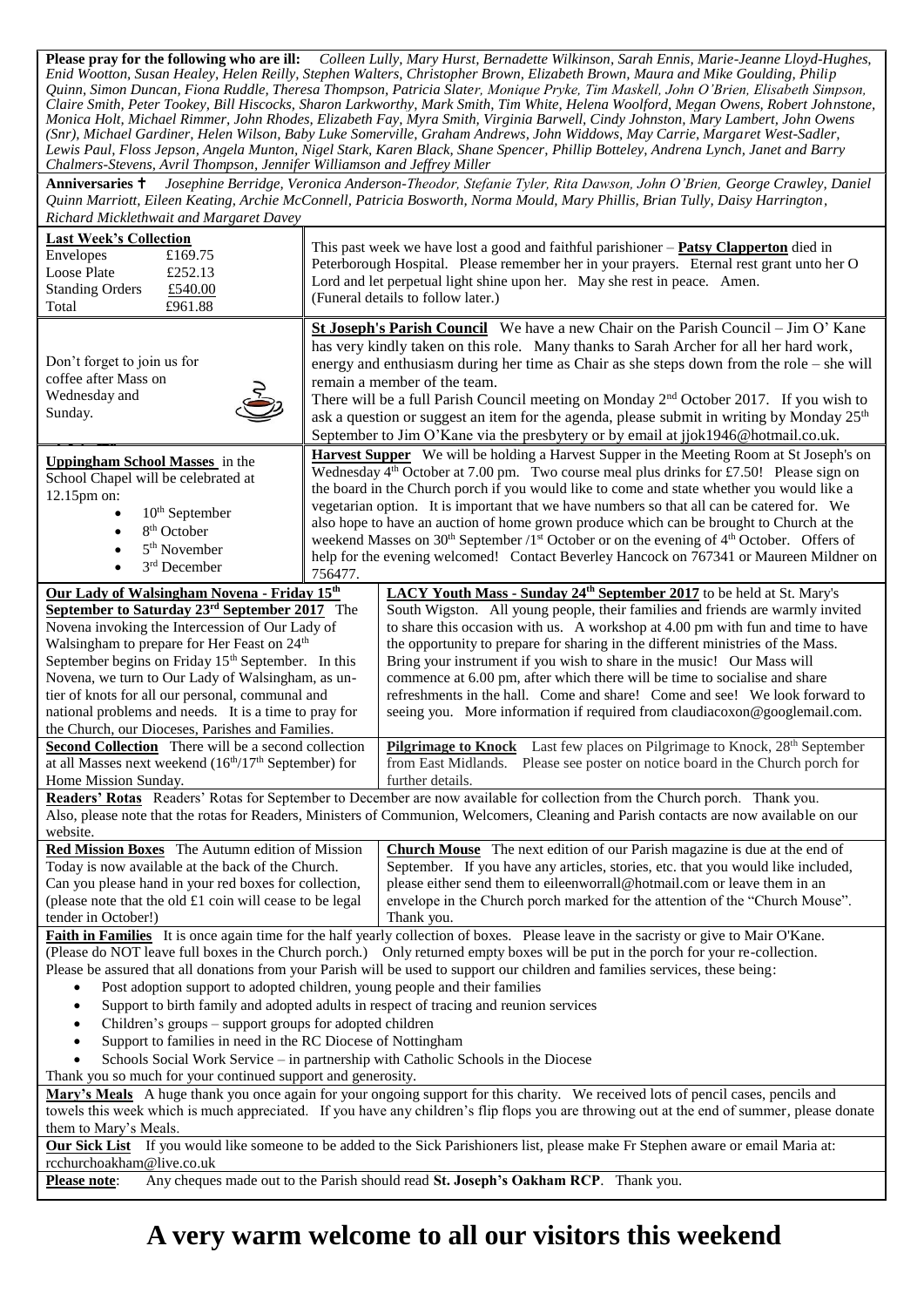**Please pray for the following who are ill:** *Colleen Lully, Mary Hurst, Bernadette Wilkinson, Sarah Ennis, Marie-Jeanne Lloyd-Hughes, Enid Wootton, Susan Healey, Helen Reilly, Stephen Walters, Christopher Brown, Elizabeth Brown, Maura and Mike Goulding, Philip Quinn, Simon Duncan, Fiona Ruddle, Theresa Thompson, Patricia Slater, Monique Pryke, Tim Maskell, John O'Brien, Elisabeth Simpson, Claire Smith, Peter Tookey, Bill Hiscocks, Sharon Larkworthy, Mark Smith, Tim White, Helena Woolford, Megan Owens, Robert Johnstone, Monica Holt, Michael Rimmer, John Rhodes, Elizabeth Fay, Myra Smith, Virginia Barwell, Cindy Johnston, Mary Lambert, John Owens (Snr), Michael Gardiner, Helen Wilson, Baby Luke Somerville, Graham Andrews, John Widdows, May Carrie, Margaret West-Sadler, Lewis Paul, Floss Jepson, Angela Munton, Nigel Stark, Karen Black, Shane Spencer, Phillip Botteley, Andrena Lynch, Janet and Barry Chalmers-Stevens, Avril Thompson, Jennifer Williamson and Jeffrey Miller*

**Anniversaries ✝** *Josephine Berridge, Veronica Anderson-Theodor, Stefanie Tyler, Rita Dawson, John O'Brien, George Crawley, Daniel Quinn Marriott, Eileen Keating, Archie McConnell, Patricia Bosworth, Norma Mould, Mary Phillis, Brian Tully, Daisy Harrington, Richard Micklethwait and Margaret Davey*

**Last Week's Collection**

| | |
|---|---|
| Envelopes | £169.75 |
| Loose Plate | £252.13 |
| Standing Orders | £540.00 |
| Total | £961.88 |

This past week we have lost a good and faithful parishioner – **Patsy Clapperton** died in Peterborough Hospital. Please remember her in your prayers. Eternal rest grant unto her O Lord and let perpetual light shine upon her. May she rest in peace. Amen. (Funeral details to follow later.)

Don't forget to join us for coffee after Mass on Wednesday and Sunday.

**St Joseph's Parish Council** We have a new Chair on the Parish Council – Jim O' Kane has very kindly taken on this role. Many thanks to Sarah Archer for all her hard work, energy and enthusiasm during her time as Chair as she steps down from the role – she will remain a member of the team.
There will be a full Parish Council meeting on Monday 2nd October 2017. If you wish to ask a question or suggest an item for the agenda, please submit in writing by Monday 25th September to Jim O'Kane via the presbytery or by email at jjok1946@hotmail.co.uk.

**Uppingham School Masses** in the School Chapel will be celebrated at 12.15pm on:

- 10th September
- 8th October
- 5th November
- 3rd December

**Harvest Supper** We will be holding a Harvest Supper in the Meeting Room at St Joseph's on Wednesday 4th October at 7.00 pm. Two course meal plus drinks for £7.50! Please sign on the board in the Church porch if you would like to come and state whether you would like a vegetarian option. It is important that we have numbers so that all can be catered for. We also hope to have an auction of home grown produce which can be brought to Church at the weekend Masses on 30th September /1st October or on the evening of 4th October. Offers of help for the evening welcomed! Contact Beverley Hancock on 767341 or Maureen Mildner on 756477.

**Our Lady of Walsingham Novena - Friday 15th September to Saturday 23rd September 2017** The Novena invoking the Intercession of Our Lady of Walsingham to prepare for Her Feast on 24th September begins on Friday 15th September. In this Novena, we turn to Our Lady of Walsingham, as un-tier of knots for all our personal, communal and national problems and needs. It is a time to pray for the Church, our Dioceses, Parishes and Families.

**LACY Youth Mass - Sunday 24th September 2017** to be held at St. Mary's South Wigston. All young people, their families and friends are warmly invited to share this occasion with us. A workshop at 4.00 pm with fun and time to have the opportunity to prepare for sharing in the different ministries of the Mass. Bring your instrument if you wish to share in the music! Our Mass will commence at 6.00 pm, after which there will be time to socialise and share refreshments in the hall. Come and share! Come and see! We look forward to seeing you. More information if required from claudiacoxon@googlemail.com.

**Second Collection** There will be a second collection at all Masses next weekend (16th/17th September) for Home Mission Sunday.

**Pilgrimage to Knock** Last few places on Pilgrimage to Knock, 28th September from East Midlands. Please see poster on notice board in the Church porch for further details.

**Readers' Rotas** Readers' Rotas for September to December are now available for collection from the Church porch. Thank you.
Also, please note that the rotas for Readers, Ministers of Communion, Welcomers, Cleaning and Parish contacts are now available on our website.

**Red Mission Boxes** The Autumn edition of Mission Today is now available at the back of the Church. Can you please hand in your red boxes for collection, (please note that the old £1 coin will cease to be legal tender in October!)

**Church Mouse** The next edition of our Parish magazine is due at the end of September. If you have any articles, stories, etc. that you would like included, please either send them to eileenworrall@hotmail.com or leave them in an envelope in the Church porch marked for the attention of the "Church Mouse". Thank you.

**Faith in Families** It is once again time for the half yearly collection of boxes. Please leave in the sacristy or give to Mair O'Kane. (Please do NOT leave full boxes in the Church porch.) Only returned empty boxes will be put in the porch for your re-collection.
Please be assured that all donations from your Parish will be used to support our children and families services, these being:

- Post adoption support to adopted children, young people and their families
- Support to birth family and adopted adults in respect of tracing and reunion services
- Children's groups – support groups for adopted children
- Support to families in need in the RC Diocese of Nottingham
- Schools Social Work Service – in partnership with Catholic Schools in the Diocese

Thank you so much for your continued support and generosity.

**Mary's Meals** A huge thank you once again for your ongoing support for this charity. We received lots of pencil cases, pencils and towels this week which is much appreciated. If you have any children's flip flops you are throwing out at the end of summer, please donate them to Mary's Meals.

**Our Sick List** If you would like someone to be added to the Sick Parishioners list, please make Fr Stephen aware or email Maria at: rcchurchoakham@live.co.uk

**Please note**: Any cheques made out to the Parish should read **St. Joseph's Oakham RCP**. Thank you.

# A very warm welcome to all our visitors this weekend